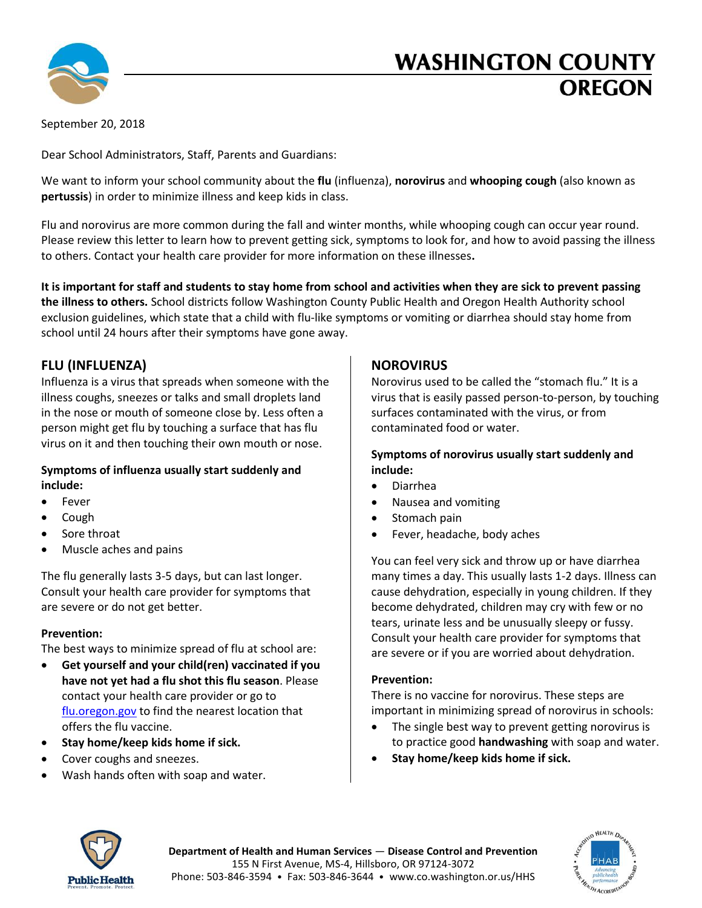# WASHINGTON COUNTY OREGON

September 20, 2018

Dear School Administrators, Staff, Parents and Guardians:

We want to inform your school community about the **flu** (influenza), **norovirus** and **whooping cough** (also known as **pertussis**) in order to minimize illness and keep kids in class.

Flu and norovirus are more common during the fall and winter months, while whooping cough can occur year round. Please review this letter to learn how to prevent getting sick, symptoms to look for, and how to avoid passing the illness to others. Contact your health care provider for more information on these illnesses**.**

**It is important for staff and students to stay home from school and activities when they are sick to prevent passing the illness to others.** School districts follow Washington County Public Health and Oregon Health Authority school exclusion guidelines, which state that a child with flu-like symptoms or vomiting or diarrhea should stay home from school until 24 hours after their symptoms have gone away.

## FLU (INFLUENZA)

Influenza is a virus that spreads when someone with the illness coughs, sneezes or talks and small droplets land in the nose or mouth of someone close by. Less often a person might get flu by touching a surface that has flu virus on it and then touching their own mouth or nose.

**Symptoms of influenza usually start suddenly and include:**

- Fever
- Cough
- Sore throat
- Muscle aches and pains

The flu generally lasts 3-5 days, but can last longer. Consult your health care provider for symptoms that are severe or do not get better.

**Prevention:**

The best ways to minimize spread of flu at school are:

- **Get yourself and your child(ren) vaccinated if you have not yet had a flu shot this flu season**. Please contact your health care provider or go to flu.oregon.gov to find the nearest location that offers the flu vaccine.
- **Stay home/keep kids home if sick.**
- Cover coughs and sneezes.
- Wash hands often with soap and water.

## NOROVIRUS

Norovirus used to be called the "stomach flu." It is a virus that is easily passed person-to-person, by touching surfaces contaminated with the virus, or from contaminated food or water.

**Symptoms of norovirus usually start suddenly and include:**

- Diarrhea
- Nausea and vomiting
- Stomach pain
- Fever, headache, body aches

You can feel very sick and throw up or have diarrhea many times a day. This usually lasts 1-2 days. Illness can cause dehydration, especially in young children. If they become dehydrated, children may cry with few or no tears, urinate less and be unusually sleepy or fussy. Consult your health care provider for symptoms that are severe or if you are worried about dehydration.

**Prevention:**

There is no vaccine for norovirus. These steps are important in minimizing spread of norovirus in schools:

- The single best way to prevent getting norovirus is to practice good **handwashing** with soap and water.
- **Stay home/keep kids home if sick.**

**Department of Health and Human Services — Disease Control and Prevention**
155 N First Avenue, MS-4, Hillsboro, OR 97124-3072
Phone: 503-846-3594 • Fax: 503-846-3644 • www.co.washington.or.us/HHS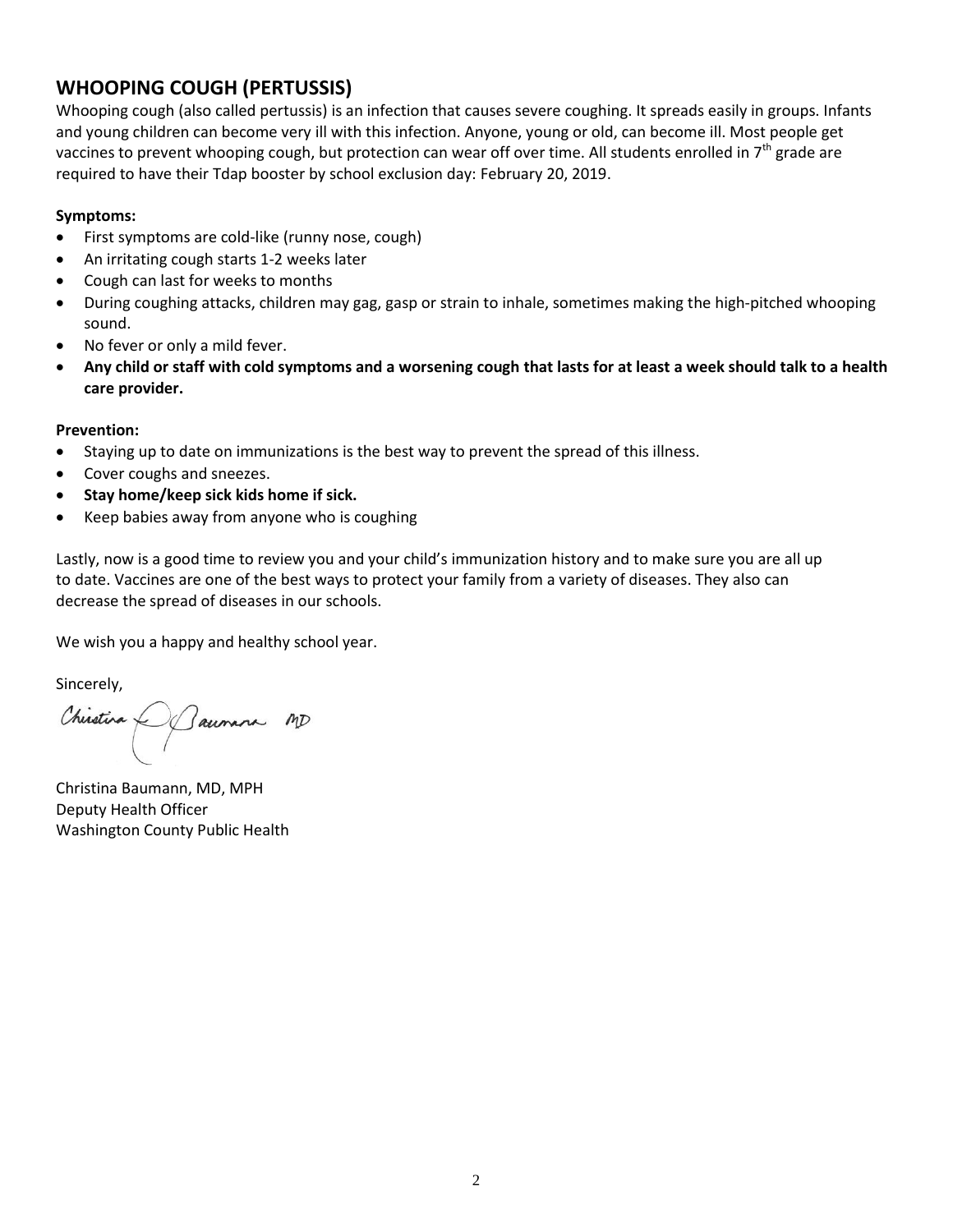## WHOOPING COUGH (PERTUSSIS)

Whooping cough (also called pertussis) is an infection that causes severe coughing. It spreads easily in groups. Infants and young children can become very ill with this infection. Anyone, young or old, can become ill. Most people get vaccines to prevent whooping cough, but protection can wear off over time. All students enrolled in 7th grade are required to have their Tdap booster by school exclusion day: February 20, 2019.

**Symptoms:**

- First symptoms are cold-like (runny nose, cough)
- An irritating cough starts 1-2 weeks later
- Cough can last for weeks to months
- During coughing attacks, children may gag, gasp or strain to inhale, sometimes making the high-pitched whooping sound.
- No fever or only a mild fever.
- **Any child or staff with cold symptoms and a worsening cough that lasts for at least a week should talk to a health care provider.**

**Prevention:**

- Staying up to date on immunizations is the best way to prevent the spread of this illness.
- Cover coughs and sneezes.
- **Stay home/keep sick kids home if sick.**
- Keep babies away from anyone who is coughing

Lastly, now is a good time to review you and your child's immunization history and to make sure you are all up to date. Vaccines are one of the best ways to protect your family from a variety of diseases. They also can decrease the spread of diseases in our schools.

We wish you a happy and healthy school year.

Sincerely,

Christina Baumann MD

Christina Baumann, MD, MPH
Deputy Health Officer
Washington County Public Health